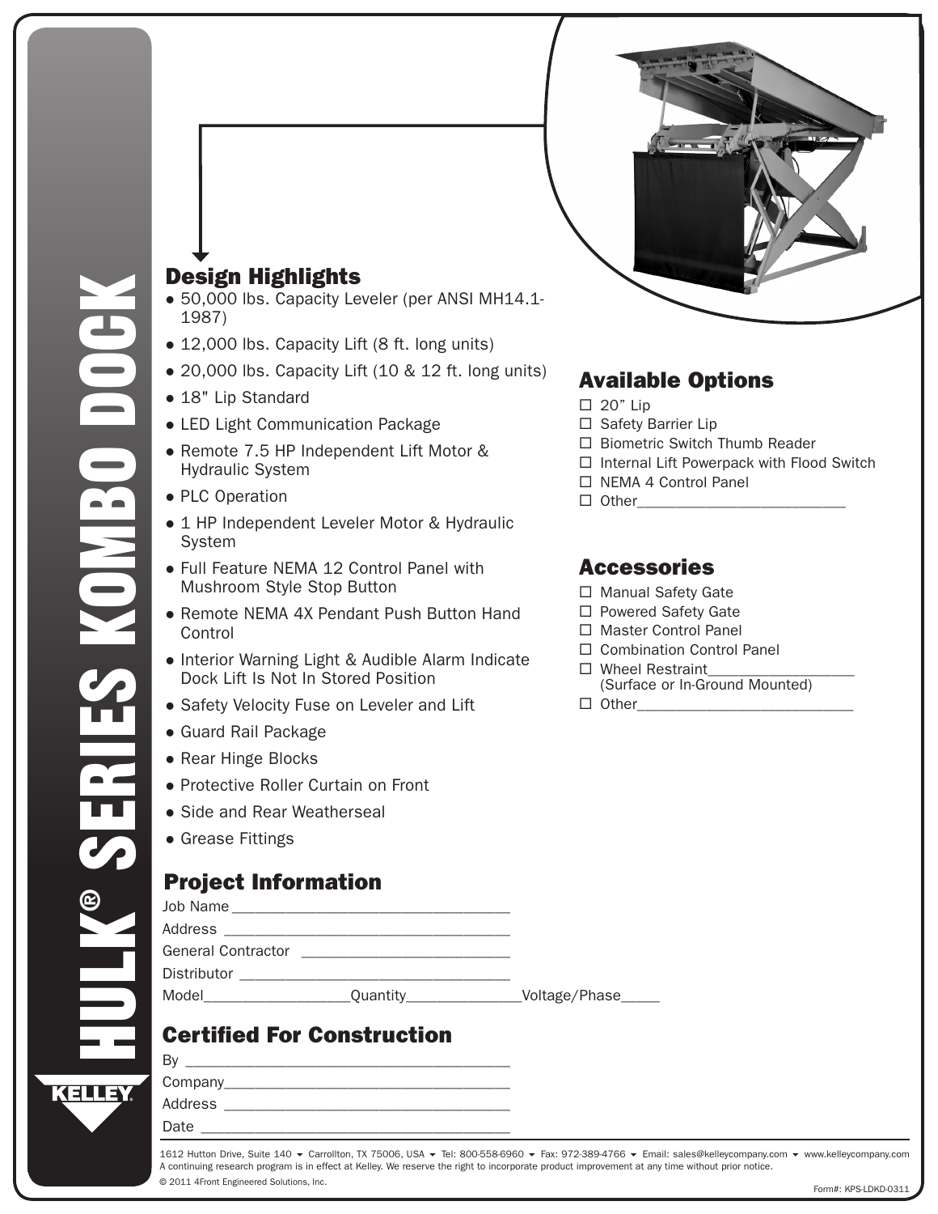# HULK® SERIES KOMBO DOCK

## Design Highlights

- 50,000 lbs. Capacity Leveler (per ANSI MH14.1-1987)
- 12,000 lbs. Capacity Lift (8 ft. long units)
- 20,000 lbs. Capacity Lift (10 & 12 ft. long units)
- 18" Lip Standard
- LED Light Communication Package
- Remote 7.5 HP Independent Lift Motor & Hydraulic System
- PLC Operation
- 1 HP Independent Leveler Motor & Hydraulic System
- Full Feature NEMA 12 Control Panel with Mushroom Style Stop Button
- Remote NEMA 4X Pendant Push Button Hand Control
- Interior Warning Light & Audible Alarm Indicate Dock Lift Is Not In Stored Position
- Safety Velocity Fuse on Leveler and Lift
- Guard Rail Package
- Rear Hinge Blocks
- Protective Roller Curtain on Front
- Side and Rear Weatherseal
- Grease Fittings

## Available Options

- ☐ 20" Lip
- ☐ Safety Barrier Lip
- ☐ Biometric Switch Thumb Reader
- ☐ Internal Lift Powerpack with Flood Switch
- ☐ NEMA 4 Control Panel
- ☐ Other___________________________

## Accessories

- ☐ Manual Safety Gate
- ☐ Powered Safety Gate
- ☐ Master Control Panel
- ☐ Combination Control Panel
- ☐ Wheel Restraint__________________ (Surface or In-Ground Mounted)
- ☐ Other___________________________

## Project Information

Job Name___________________________________

Address ___________________________________

General Contractor __________________________

Distributor _________________________________

Model__________________Quantity______________Voltage/Phase_____

## Certified For Construction

By ________________________________________

Company____________________________________

Address ____________________________________

Date _______________________________________

KELLEY

1612 Hutton Drive, Suite 140 ▾ Carrollton, TX 75006, USA ▾ Tel: 800-558-6960 ▾ Fax: 972-389-4766 ▾ Email: sales@kelleycompany.com ▾ www.kelleycompany.com

A continuing research program is in effect at Kelley. We reserve the right to incorporate product improvement at any time without prior notice.

© 2011 4Front Engineered Solutions, Inc.

Form#: KPS-LDKD-0311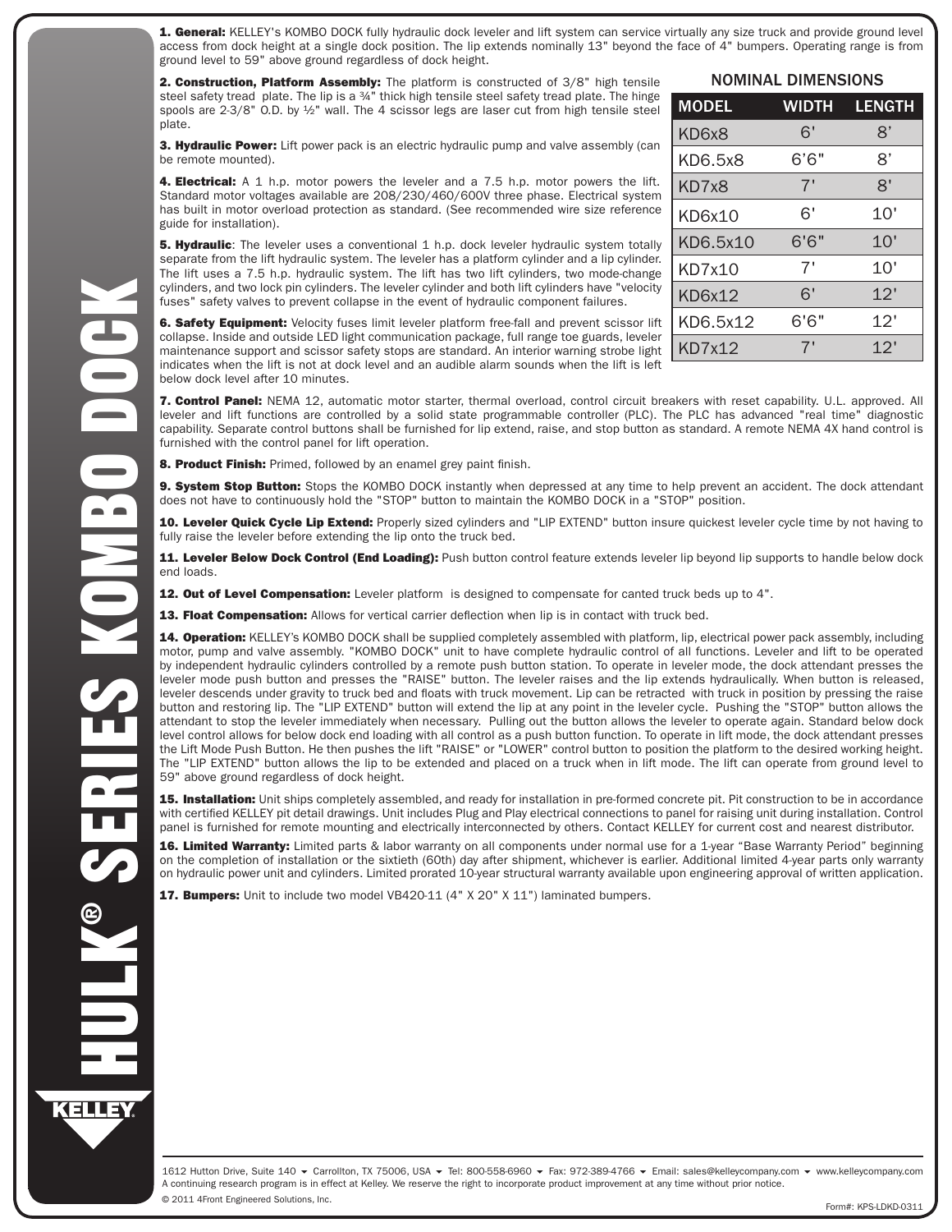# HULK® SERIES KOMBO DOCK

**1. General:** KELLEY's KOMBO DOCK fully hydraulic dock leveler and lift system can service virtually any size truck and provide ground level access from dock height at a single dock position. The lip extends nominally 13" beyond the face of 4" bumpers. Operating range is from ground level to 59" above ground regardless of dock height.

**2. Construction, Platform Assembly:** The platform is constructed of 3/8" high tensile steel safety tread plate. The lip is a ¾" thick high tensile steel safety tread plate. The hinge spools are 2-3/8" O.D. by ½" wall. The 4 scissor legs are laser cut from high tensile steel plate.

**3. Hydraulic Power:** Lift power pack is an electric hydraulic pump and valve assembly (can be remote mounted).

**4. Electrical:** A 1 h.p. motor powers the leveler and a 7.5 h.p. motor powers the lift. Standard motor voltages available are 208/230/460/600V three phase. Electrical system has built in motor overload protection as standard. (See recommended wire size reference guide for installation).

**5. Hydraulic**: The leveler uses a conventional 1 h.p. dock leveler hydraulic system totally separate from the lift hydraulic system. The leveler has a platform cylinder and a lip cylinder. The lift uses a 7.5 h.p. hydraulic system. The lift has two lift cylinders, two mode-change cylinders, and two lock pin cylinders. The leveler cylinder and both lift cylinders have "velocity fuses" safety valves to prevent collapse in the event of hydraulic component failures.

**6. Safety Equipment:** Velocity fuses limit leveler platform free-fall and prevent scissor lift collapse. Inside and outside LED light communication package, full range toe guards, leveler maintenance support and scissor safety stops are standard. An interior warning strobe light indicates when the lift is not at dock level and an audible alarm sounds when the lift is left below dock level after 10 minutes.

**NOMINAL DIMENSIONS**

| MODEL | WIDTH | LENGTH |
|---|---|---|
| KD6x8 | 6' | 8' |
| KD6.5x8 | 6'6" | 8' |
| KD7x8 | 7' | 8' |
| KD6x10 | 6' | 10' |
| KD6.5x10 | 6'6" | 10' |
| KD7x10 | 7' | 10' |
| KD6x12 | 6' | 12' |
| KD6.5x12 | 6'6" | 12' |
| KD7x12 | 7' | 12' |

**7. Control Panel:** NEMA 12, automatic motor starter, thermal overload, control circuit breakers with reset capability. U.L. approved. All leveler and lift functions are controlled by a solid state programmable controller (PLC). The PLC has advanced "real time" diagnostic capability. Separate control buttons shall be furnished for lip extend, raise, and stop button as standard. A remote NEMA 4X hand control is furnished with the control panel for lift operation.

**8. Product Finish:** Primed, followed by an enamel grey paint finish.

**9. System Stop Button:** Stops the KOMBO DOCK instantly when depressed at any time to help prevent an accident. The dock attendant does not have to continuously hold the "STOP" button to maintain the KOMBO DOCK in a "STOP" position.

**10. Leveler Quick Cycle Lip Extend:** Properly sized cylinders and "LIP EXTEND" button insure quickest leveler cycle time by not having to fully raise the leveler before extending the lip onto the truck bed.

**11. Leveler Below Dock Control (End Loading):** Push button control feature extends leveler lip beyond lip supports to handle below dock end loads.

**12. Out of Level Compensation:** Leveler platform is designed to compensate for canted truck beds up to 4".

**13. Float Compensation:** Allows for vertical carrier deflection when lip is in contact with truck bed.

**14. Operation:** KELLEY's KOMBO DOCK shall be supplied completely assembled with platform, lip, electrical power pack assembly, including motor, pump and valve assembly. "KOMBO DOCK" unit to have complete hydraulic control of all functions. Leveler and lift to be operated by independent hydraulic cylinders controlled by a remote push button station. To operate in leveler mode, the dock attendant presses the leveler mode push button and presses the "RAISE" button. The leveler raises and the lip extends hydraulically. When button is released, leveler descends under gravity to truck bed and floats with truck movement. Lip can be retracted with truck in position by pressing the raise button and restoring lip. The "LIP EXTEND" button will extend the lip at any point in the leveler cycle. Pushing the "STOP" button allows the attendant to stop the leveler immediately when necessary. Pulling out the button allows the leveler to operate again. Standard below dock level control allows for below dock end loading with all control as a push button function. To operate in lift mode, the dock attendant presses the Lift Mode Push Button. He then pushes the lift "RAISE" or "LOWER" control button to position the platform to the desired working height. The "LIP EXTEND" button allows the lip to be extended and placed on a truck when in lift mode. The lift can operate from ground level to 59" above ground regardless of dock height.

**15. Installation:** Unit ships completely assembled, and ready for installation in pre-formed concrete pit. Pit construction to be in accordance with certified KELLEY pit detail drawings. Unit includes Plug and Play electrical connections to panel for raising unit during installation. Control panel is furnished for remote mounting and electrically interconnected by others. Contact KELLEY for current cost and nearest distributor.

**16. Limited Warranty:** Limited parts & labor warranty on all components under normal use for a 1-year "Base Warranty Period" beginning on the completion of installation or the sixtieth (60th) day after shipment, whichever is earlier. Additional limited 4-year parts only warranty on hydraulic power unit and cylinders. Limited prorated 10-year structural warranty available upon engineering approval of written application.

**17. Bumpers:** Unit to include two model VB420-11 (4" X 20" X 11") laminated bumpers.

KELLEY

1612 Hutton Drive, Suite 140 ▾ Carrollton, TX 75006, USA ▾ Tel: 800-558-6960 ▾ Fax: 972-389-4766 ▾ Email: sales@kelleycompany.com ▾ www.kelleycompany.com
A continuing research program is in effect at Kelley. We reserve the right to incorporate product improvement at any time without prior notice.

© 2011 4Front Engineered Solutions, Inc.

Form#: KPS-LDKD-0311